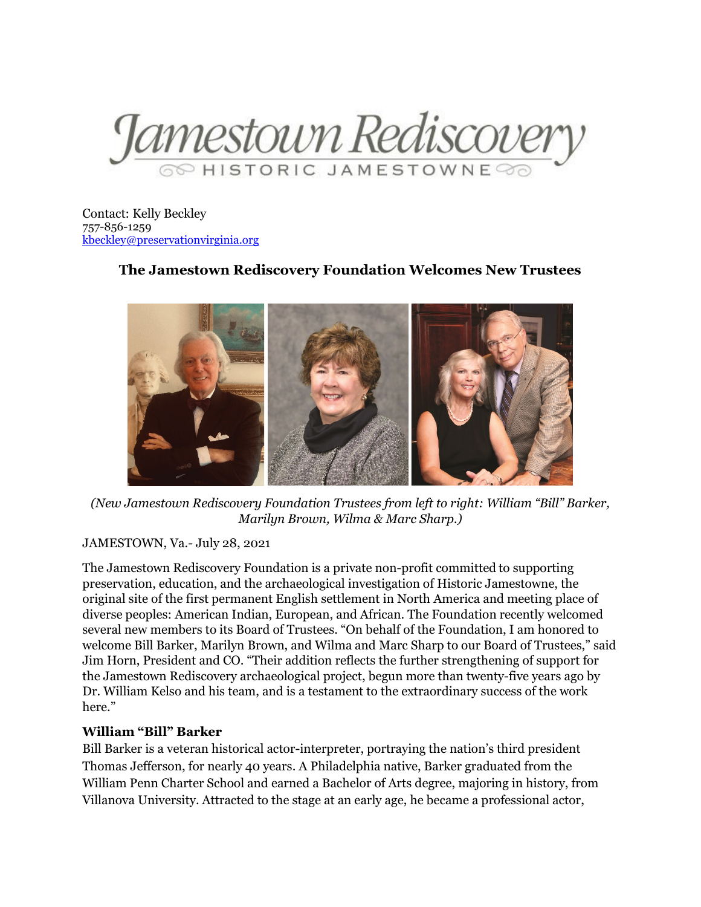Jamestown Rediscovery

HISTORIC JAMESTOWNE

Contact: Kelly Beckley
757-856-1259
kbeckley@preservationvirginia.org

## The Jamestown Rediscovery Foundation Welcomes New Trustees

*(New Jamestown Rediscovery Foundation Trustees from left to right: William "Bill" Barker, Marilyn Brown, Wilma & Marc Sharp.)*

JAMESTOWN, Va.- July 28, 2021

The Jamestown Rediscovery Foundation is a private non-profit committed to supporting preservation, education, and the archaeological investigation of Historic Jamestowne, the original site of the first permanent English settlement in North America and meeting place of diverse peoples: American Indian, European, and African. The Foundation recently welcomed several new members to its Board of Trustees. "On behalf of the Foundation, I am honored to welcome Bill Barker, Marilyn Brown, and Wilma and Marc Sharp to our Board of Trustees," said Jim Horn, President and CO. "Their addition reflects the further strengthening of support for the Jamestown Rediscovery archaeological project, begun more than twenty-five years ago by Dr. William Kelso and his team, and is a testament to the extraordinary success of the work here."

**William "Bill" Barker**

Bill Barker is a veteran historical actor-interpreter, portraying the nation's third president Thomas Jefferson, for nearly 40 years. A Philadelphia native, Barker graduated from the William Penn Charter School and earned a Bachelor of Arts degree, majoring in history, from Villanova University. Attracted to the stage at an early age, he became a professional actor,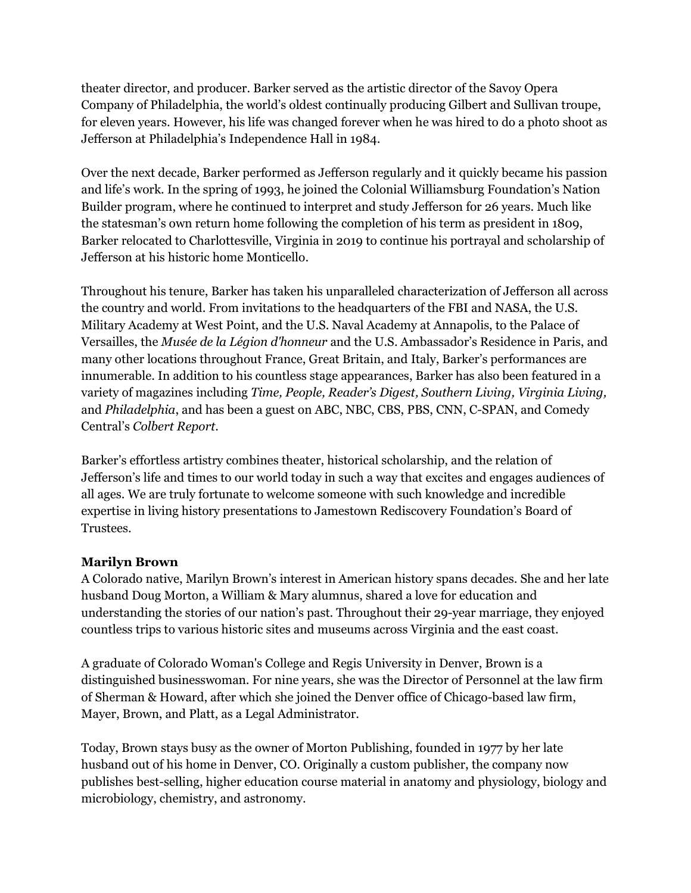theater director, and producer. Barker served as the artistic director of the Savoy Opera Company of Philadelphia, the world's oldest continually producing Gilbert and Sullivan troupe, for eleven years. However, his life was changed forever when he was hired to do a photo shoot as Jefferson at Philadelphia's Independence Hall in 1984.

Over the next decade, Barker performed as Jefferson regularly and it quickly became his passion and life's work. In the spring of 1993, he joined the Colonial Williamsburg Foundation's Nation Builder program, where he continued to interpret and study Jefferson for 26 years. Much like the statesman's own return home following the completion of his term as president in 1809, Barker relocated to Charlottesville, Virginia in 2019 to continue his portrayal and scholarship of Jefferson at his historic home Monticello.

Throughout his tenure, Barker has taken his unparalleled characterization of Jefferson all across the country and world. From invitations to the headquarters of the FBI and NASA, the U.S. Military Academy at West Point, and the U.S. Naval Academy at Annapolis, to the Palace of Versailles, the *Musée de la Légion d'honneur* and the U.S. Ambassador's Residence in Paris, and many other locations throughout France, Great Britain, and Italy, Barker's performances are innumerable. In addition to his countless stage appearances, Barker has also been featured in a variety of magazines including *Time, People, Reader's Digest, Southern Living, Virginia Living,* and *Philadelphia*, and has been a guest on ABC, NBC, CBS, PBS, CNN, C-SPAN, and Comedy Central's *Colbert Report*.

Barker's effortless artistry combines theater, historical scholarship, and the relation of Jefferson's life and times to our world today in such a way that excites and engages audiences of all ages. We are truly fortunate to welcome someone with such knowledge and incredible expertise in living history presentations to Jamestown Rediscovery Foundation's Board of Trustees.

**Marilyn Brown**
A Colorado native, Marilyn Brown's interest in American history spans decades. She and her late husband Doug Morton, a William & Mary alumnus, shared a love for education and understanding the stories of our nation's past. Throughout their 29-year marriage, they enjoyed countless trips to various historic sites and museums across Virginia and the east coast.

A graduate of Colorado Woman's College and Regis University in Denver, Brown is a distinguished businesswoman. For nine years, she was the Director of Personnel at the law firm of Sherman & Howard, after which she joined the Denver office of Chicago-based law firm, Mayer, Brown, and Platt, as a Legal Administrator.

Today, Brown stays busy as the owner of Morton Publishing, founded in 1977 by her late husband out of his home in Denver, CO. Originally a custom publisher, the company now publishes best-selling, higher education course material in anatomy and physiology, biology and microbiology, chemistry, and astronomy.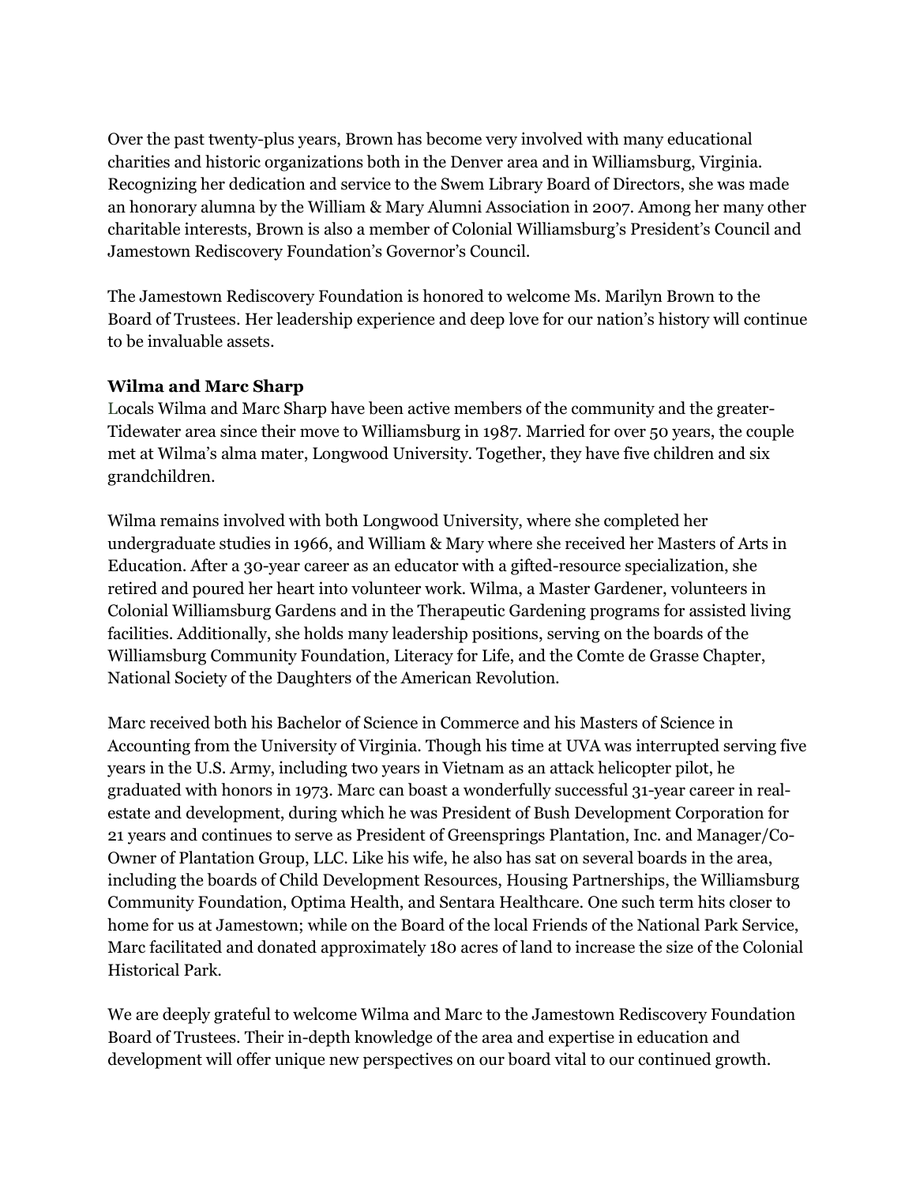Over the past twenty-plus years, Brown has become very involved with many educational charities and historic organizations both in the Denver area and in Williamsburg, Virginia. Recognizing her dedication and service to the Swem Library Board of Directors, she was made an honorary alumna by the William & Mary Alumni Association in 2007. Among her many other charitable interests, Brown is also a member of Colonial Williamsburg's President's Council and Jamestown Rediscovery Foundation's Governor's Council.

The Jamestown Rediscovery Foundation is honored to welcome Ms. Marilyn Brown to the Board of Trustees. Her leadership experience and deep love for our nation's history will continue to be invaluable assets.

**Wilma and Marc Sharp**

Locals Wilma and Marc Sharp have been active members of the community and the greater-Tidewater area since their move to Williamsburg in 1987. Married for over 50 years, the couple met at Wilma's alma mater, Longwood University. Together, they have five children and six grandchildren.

Wilma remains involved with both Longwood University, where she completed her undergraduate studies in 1966, and William & Mary where she received her Masters of Arts in Education. After a 30-year career as an educator with a gifted-resource specialization, she retired and poured her heart into volunteer work. Wilma, a Master Gardener, volunteers in Colonial Williamsburg Gardens and in the Therapeutic Gardening programs for assisted living facilities. Additionally, she holds many leadership positions, serving on the boards of the Williamsburg Community Foundation, Literacy for Life, and the Comte de Grasse Chapter, National Society of the Daughters of the American Revolution.

Marc received both his Bachelor of Science in Commerce and his Masters of Science in Accounting from the University of Virginia. Though his time at UVA was interrupted serving five years in the U.S. Army, including two years in Vietnam as an attack helicopter pilot, he graduated with honors in 1973. Marc can boast a wonderfully successful 31-year career in real-estate and development, during which he was President of Bush Development Corporation for 21 years and continues to serve as President of Greensprings Plantation, Inc. and Manager/Co-Owner of Plantation Group, LLC. Like his wife, he also has sat on several boards in the area, including the boards of Child Development Resources, Housing Partnerships, the Williamsburg Community Foundation, Optima Health, and Sentara Healthcare. One such term hits closer to home for us at Jamestown; while on the Board of the local Friends of the National Park Service, Marc facilitated and donated approximately 180 acres of land to increase the size of the Colonial Historical Park.

We are deeply grateful to welcome Wilma and Marc to the Jamestown Rediscovery Foundation Board of Trustees. Their in-depth knowledge of the area and expertise in education and development will offer unique new perspectives on our board vital to our continued growth.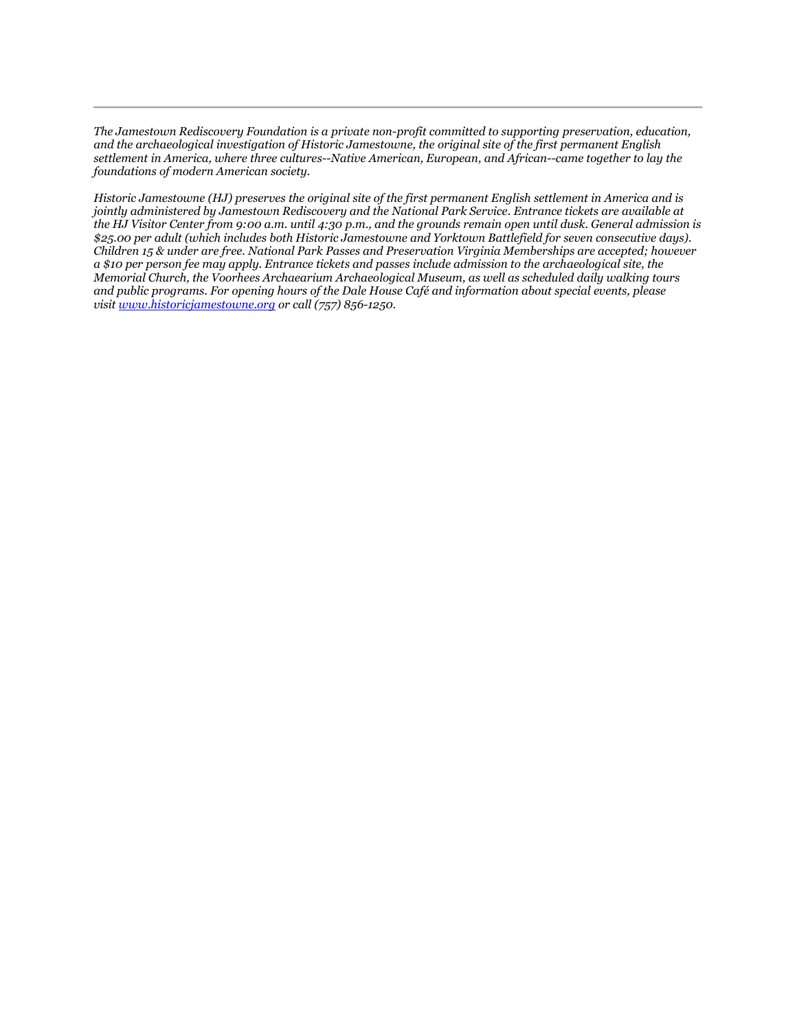---

*The Jamestown Rediscovery Foundation is a private non-profit committed to supporting preservation, education, and the archaeological investigation of Historic Jamestowne, the original site of the first permanent English settlement in America, where three cultures--Native American, European, and African--came together to lay the foundations of modern American society.*

*Historic Jamestowne (HJ) preserves the original site of the first permanent English settlement in America and is jointly administered by Jamestown Rediscovery and the National Park Service. Entrance tickets are available at the HJ Visitor Center from 9:00 a.m. until 4:30 p.m., and the grounds remain open until dusk. General admission is $25.00 per adult (which includes both Historic Jamestowne and Yorktown Battlefield for seven consecutive days). Children 15 & under are free. National Park Passes and Preservation Virginia Memberships are accepted; however a $10 per person fee may apply. Entrance tickets and passes include admission to the archaeological site, the Memorial Church, the Voorhees Archaearium Archaeological Museum, as well as scheduled daily walking tours and public programs. For opening hours of the Dale House Café and information about special events, please visit [www.historicjamestowne.org](http://www.historicjamestowne.org) or call (757) 856-1250.*